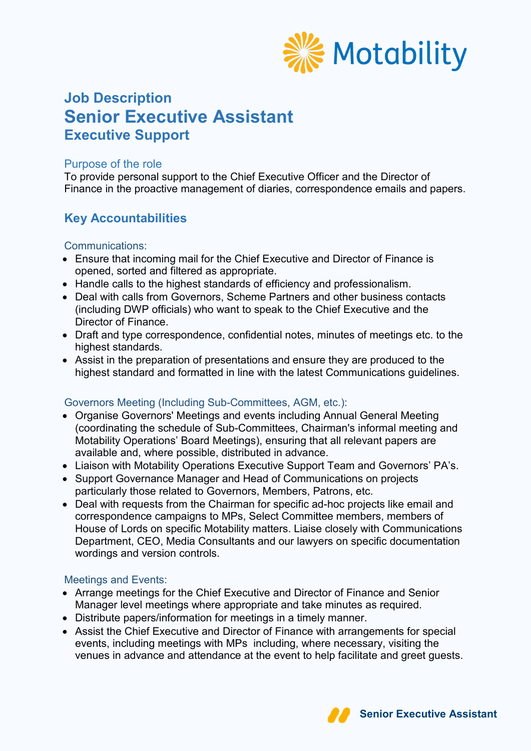# Job Description

# Senior Executive Assistant

## Executive Support

### Purpose of the role

To provide personal support to the Chief Executive Officer and the Director of Finance in the proactive management of diaries, correspondence emails and papers.

## Key Accountabilities

### Communications:

- Ensure that incoming mail for the Chief Executive and Director of Finance is opened, sorted and filtered as appropriate.
- Handle calls to the highest standards of efficiency and professionalism.
- Deal with calls from Governors, Scheme Partners and other business contacts (including DWP officials) who want to speak to the Chief Executive and the Director of Finance.
- Draft and type correspondence, confidential notes, minutes of meetings etc. to the highest standards.
- Assist in the preparation of presentations and ensure they are produced to the highest standard and formatted in line with the latest Communications guidelines.

### Governors Meeting (Including Sub-Committees, AGM, etc.):

- Organise Governors' Meetings and events including Annual General Meeting (coordinating the schedule of Sub-Committees, Chairman's informal meeting and Motability Operations' Board Meetings), ensuring that all relevant papers are available and, where possible, distributed in advance.
- Liaison with Motability Operations Executive Support Team and Governors' PA's.
- Support Governance Manager and Head of Communications on projects particularly those related to Governors, Members, Patrons, etc.
- Deal with requests from the Chairman for specific ad-hoc projects like email and correspondence campaigns to MPs, Select Committee members, members of House of Lords on specific Motability matters. Liaise closely with Communications Department, CEO, Media Consultants and our lawyers on specific documentation wordings and version controls.

### Meetings and Events:

- Arrange meetings for the Chief Executive and Director of Finance and Senior Manager level meetings where appropriate and take minutes as required.
- Distribute papers/information for meetings in a timely manner.
- Assist the Chief Executive and Director of Finance with arrangements for special events, including meetings with MPs including, where necessary, visiting the venues in advance and attendance at the event to help facilitate and greet guests.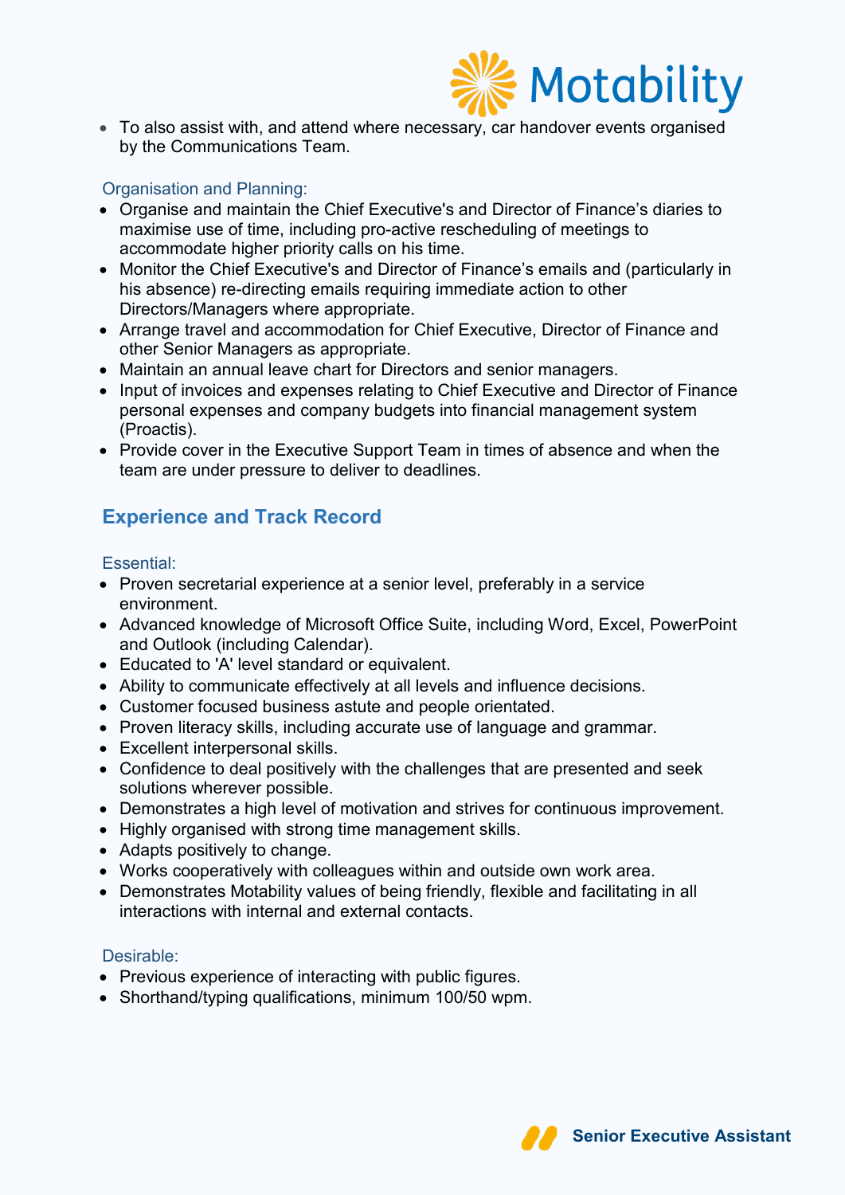- To also assist with, and attend where necessary, car handover events organised by the Communications Team.

### Organisation and Planning:

- Organise and maintain the Chief Executive's and Director of Finance’s diaries to maximise use of time, including pro-active rescheduling of meetings to accommodate higher priority calls on his time.
- Monitor the Chief Executive's and Director of Finance’s emails and (particularly in his absence) re-directing emails requiring immediate action to other Directors/Managers where appropriate.
- Arrange travel and accommodation for Chief Executive, Director of Finance and other Senior Managers as appropriate.
- Maintain an annual leave chart for Directors and senior managers.
- Input of invoices and expenses relating to Chief Executive and Director of Finance personal expenses and company budgets into financial management system (Proactis).
- Provide cover in the Executive Support Team in times of absence and when the team are under pressure to deliver to deadlines.

## Experience and Track Record

### Essential:

- Proven secretarial experience at a senior level, preferably in a service environment.
- Advanced knowledge of Microsoft Office Suite, including Word, Excel, PowerPoint and Outlook (including Calendar).
- Educated to 'A' level standard or equivalent.
- Ability to communicate effectively at all levels and influence decisions.
- Customer focused business astute and people orientated.
- Proven literacy skills, including accurate use of language and grammar.
- Excellent interpersonal skills.
- Confidence to deal positively with the challenges that are presented and seek solutions wherever possible.
- Demonstrates a high level of motivation and strives for continuous improvement.
- Highly organised with strong time management skills.
- Adapts positively to change.
- Works cooperatively with colleagues within and outside own work area.
- Demonstrates Motability values of being friendly, flexible and facilitating in all interactions with internal and external contacts.

### Desirable:

- Previous experience of interacting with public figures.
- Shorthand/typing qualifications, minimum 100/50 wpm.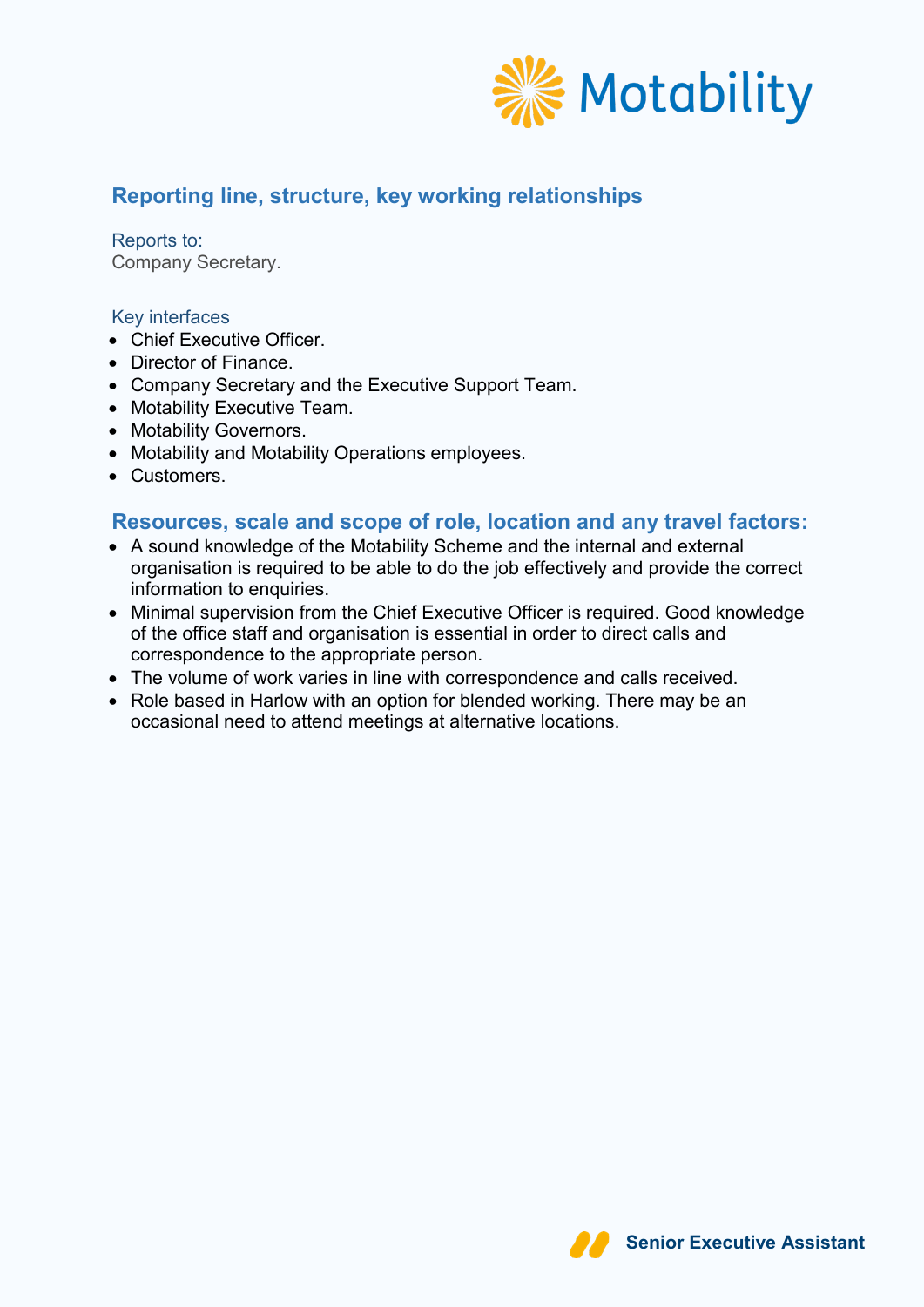## Reporting line, structure, key working relationships

Reports to:
Company Secretary.

Key interfaces

- Chief Executive Officer.
- Director of Finance.
- Company Secretary and the Executive Support Team.
- Motability Executive Team.
- Motability Governors.
- Motability and Motability Operations employees.
- Customers.

## Resources, scale and scope of role, location and any travel factors:

- A sound knowledge of the Motability Scheme and the internal and external organisation is required to be able to do the job effectively and provide the correct information to enquiries.
- Minimal supervision from the Chief Executive Officer is required. Good knowledge of the office staff and organisation is essential in order to direct calls and correspondence to the appropriate person.
- The volume of work varies in line with correspondence and calls received.
- Role based in Harlow with an option for blended working. There may be an occasional need to attend meetings at alternative locations.